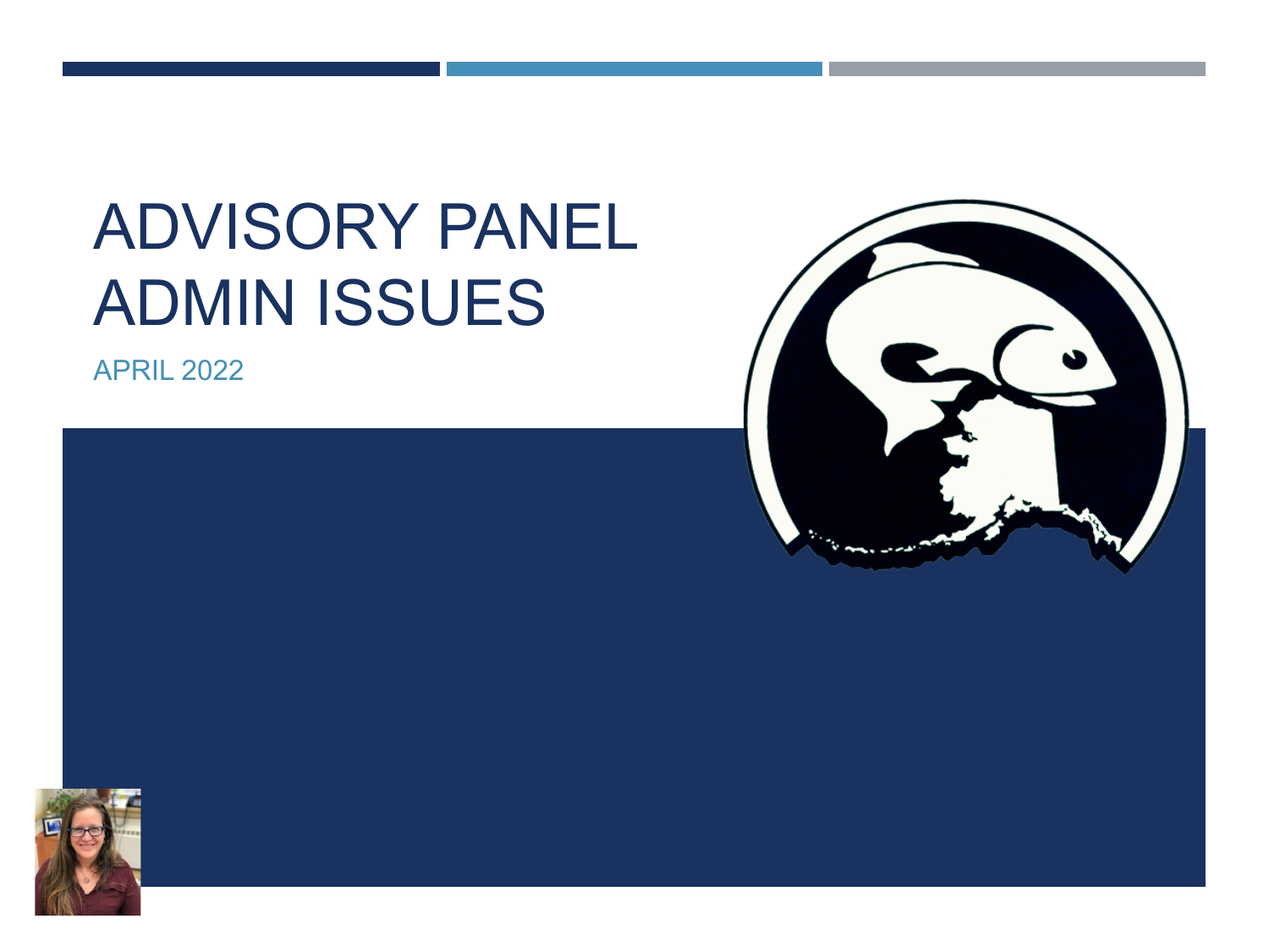# ADVISORY PANEL ADMIN ISSUES

APRIL 2022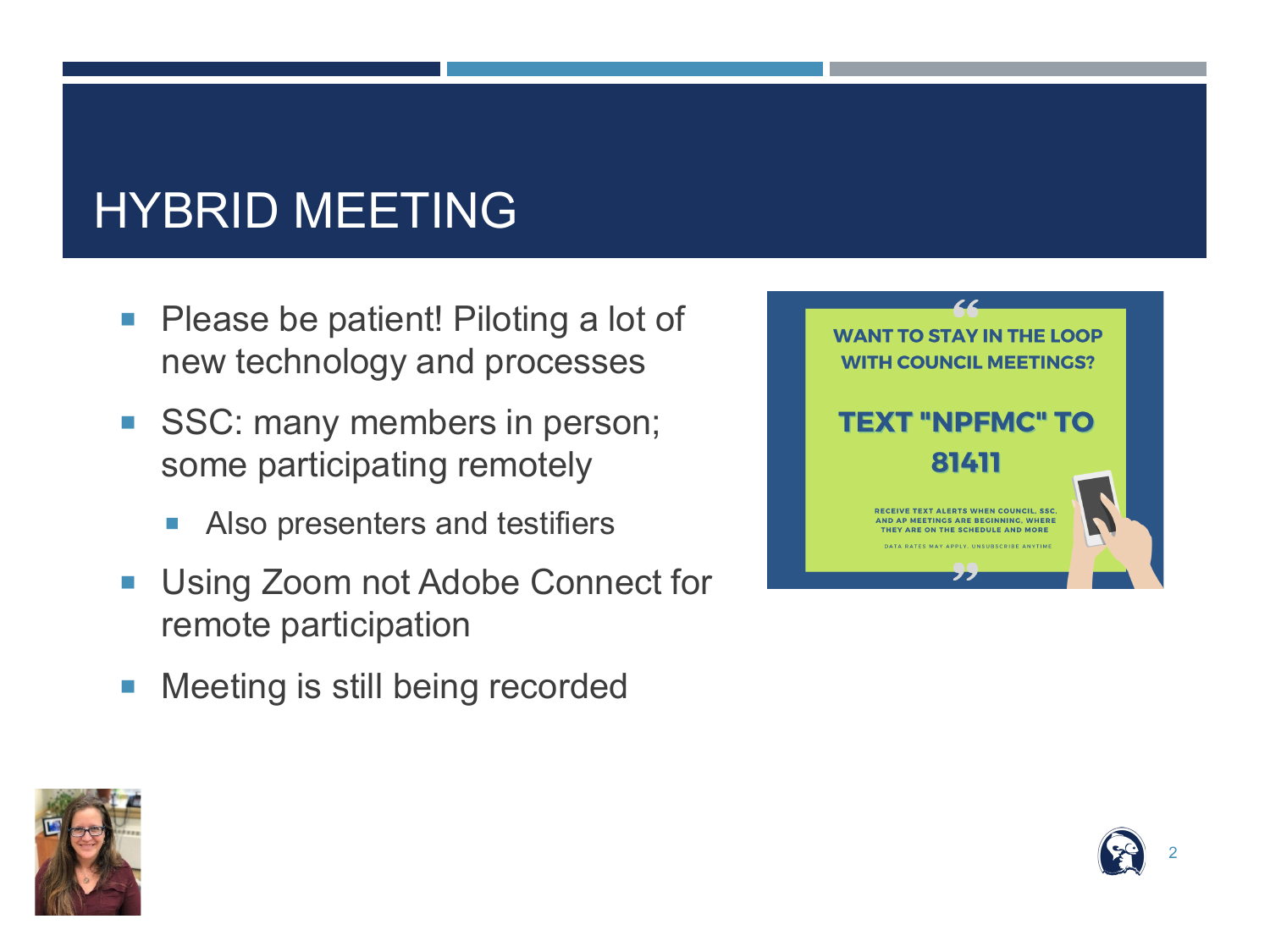# HYBRID MEETING

- Please be patient! Piloting a lot of new technology and processes
- SSC: many members in person; some participating remotely
  - Also presenters and testifiers
- Using Zoom not Adobe Connect for remote participation
- Meeting is still being recorded

WANT TO STAY IN THE LOOP WITH COUNCIL MEETINGS?

TEXT "NPFMC" TO 81411

RECEIVE TEXT ALERTS WHEN COUNCIL, SSC, AND AP MEETINGS ARE BEGINNING, WHERE THEY ARE ON THE SCHEDULE AND MORE

DATA RATES MAY APPLY. UNSUBSCRIBE ANYTIME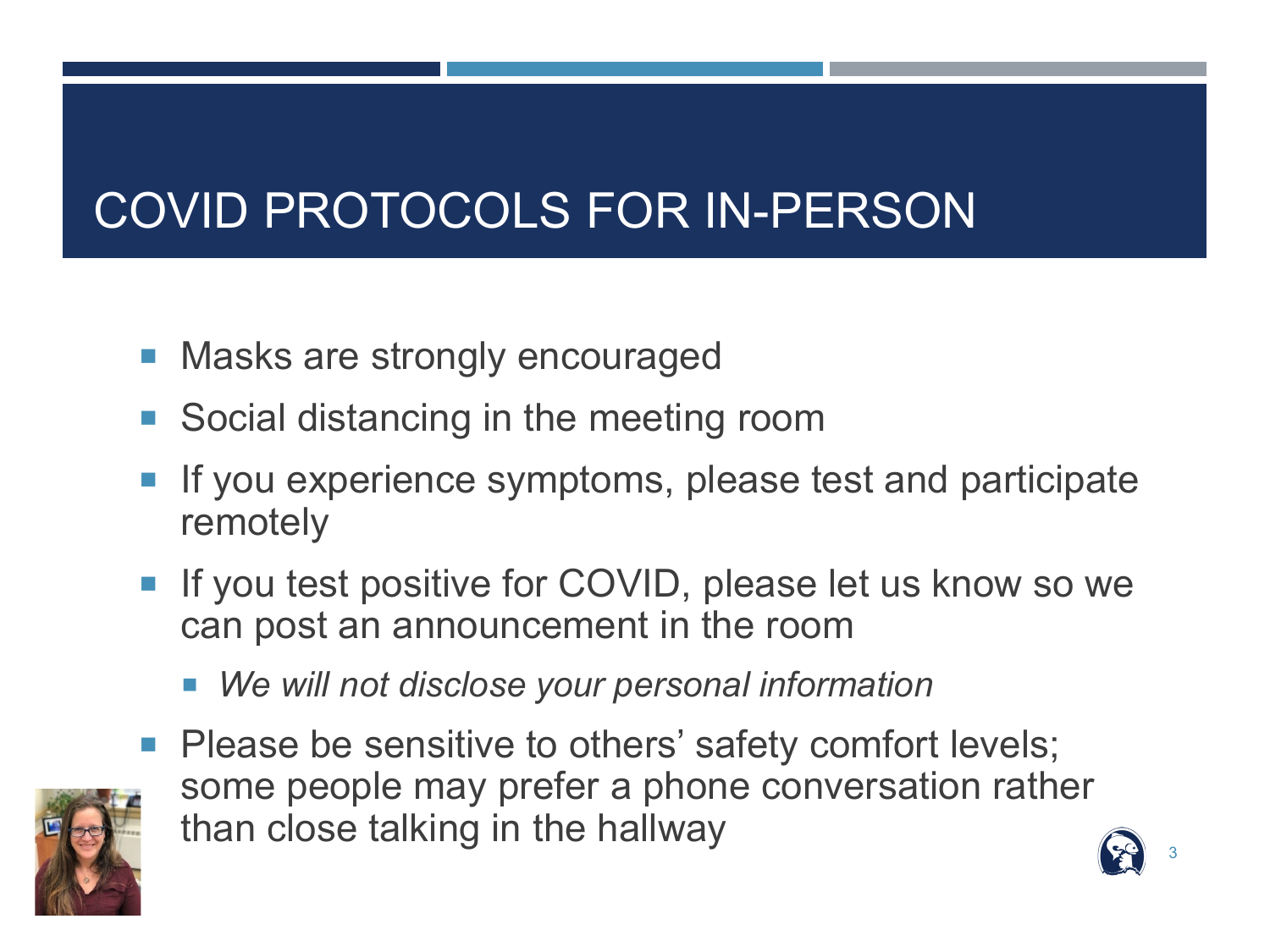# COVID PROTOCOLS FOR IN-PERSON

- Masks are strongly encouraged
- Social distancing in the meeting room
- If you experience symptoms, please test and participate remotely
- If you test positive for COVID, please let us know so we can post an announcement in the room
  - *We will not disclose your personal information*
- Please be sensitive to others' safety comfort levels; some people may prefer a phone conversation rather than close talking in the hallway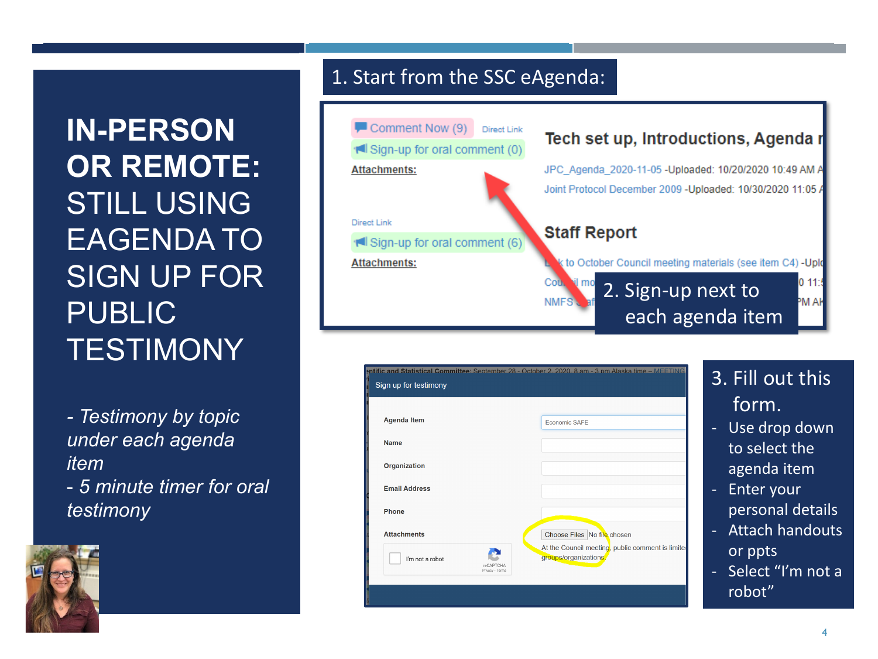# IN-PERSON OR REMOTE: STILL USING EAGENDA TO SIGN UP FOR PUBLIC TESTIMONY

- *Testimony by topic under each agenda item*
- *5 minute timer for oral testimony*

## 1. Start from the SSC eAgenda:

Comment Now (9) Direct Link
Sign-up for oral comment (0)
Attachments:

**Tech set up, Introductions, Agenda**

JPC_Agenda_2020-11-05 -Uploaded: 10/20/2020 10:49 AM
Joint Protocol December 2009 -Uploaded: 10/30/2020 11:05

Direct Link
Sign-up for oral comment (6)
Attachments:

**Staff Report**

Link to October Council meeting materials (see item C4) -Uploaded

## 2. Sign-up next to each agenda item

## 3. Fill out this form.

- Use drop down to select the agenda item
- Enter your personal details
- Attach handouts or ppts
- Select "I'm not a robot"

Scientific and Statistical Committee: September 28 - October 2, 2020, 8 am - 3 pm Alaska time – MEETING

Sign up for testimony

| | |
|---|---|
| Agenda Item | Economic SAFE |
| Name | |
| Organization | |
| Email Address | |
| Phone | |
| Attachments | Choose Files No file chosen |

At the Council meeting, public comment is limited ... groups/organizations.

I'm not a robot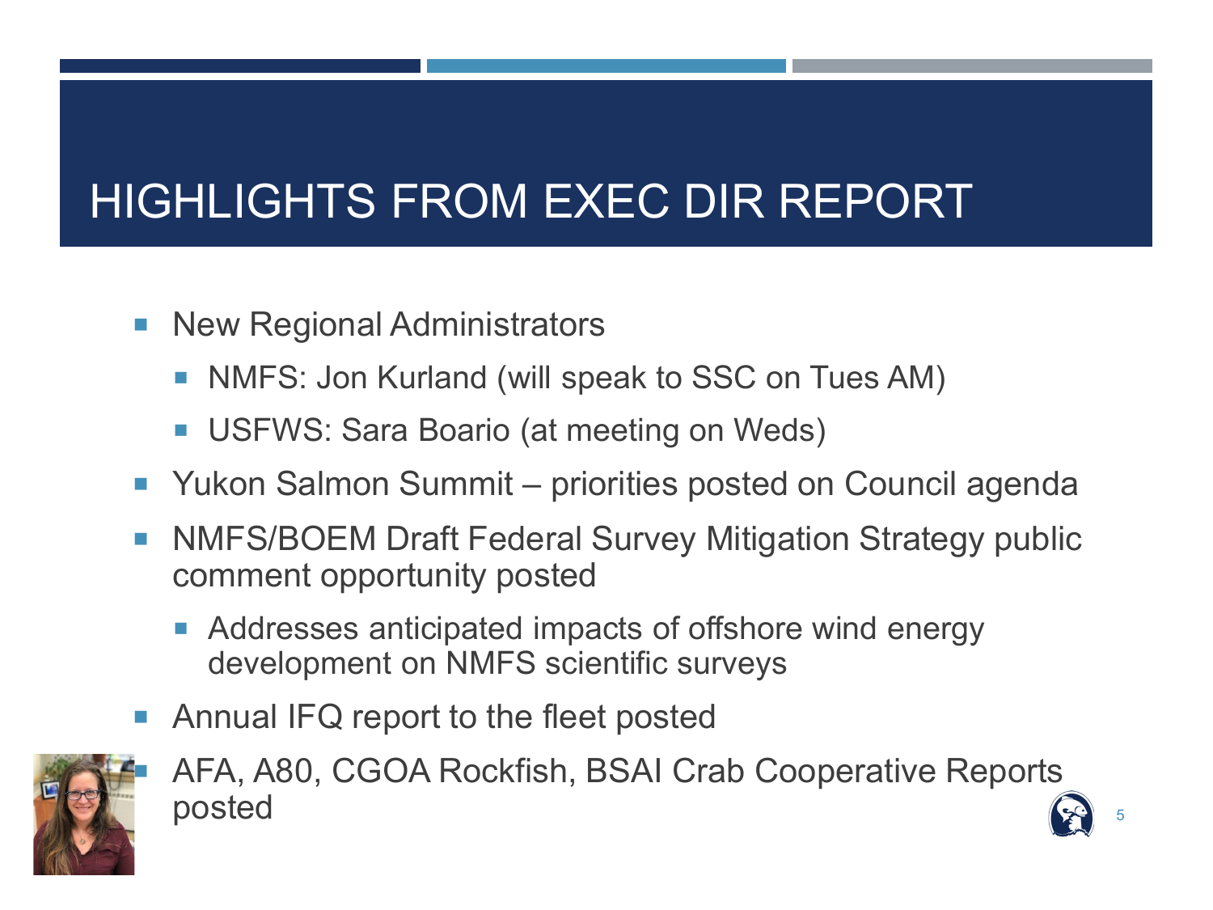# HIGHLIGHTS FROM EXEC DIR REPORT

- New Regional Administrators
  - NMFS: Jon Kurland (will speak to SSC on Tues AM)
  - USFWS: Sara Boario (at meeting on Weds)
- Yukon Salmon Summit – priorities posted on Council agenda
- NMFS/BOEM Draft Federal Survey Mitigation Strategy public comment opportunity posted
  - Addresses anticipated impacts of offshore wind energy development on NMFS scientific surveys
- Annual IFQ report to the fleet posted
- AFA, A80, CGOA Rockfish, BSAI Crab Cooperative Reports posted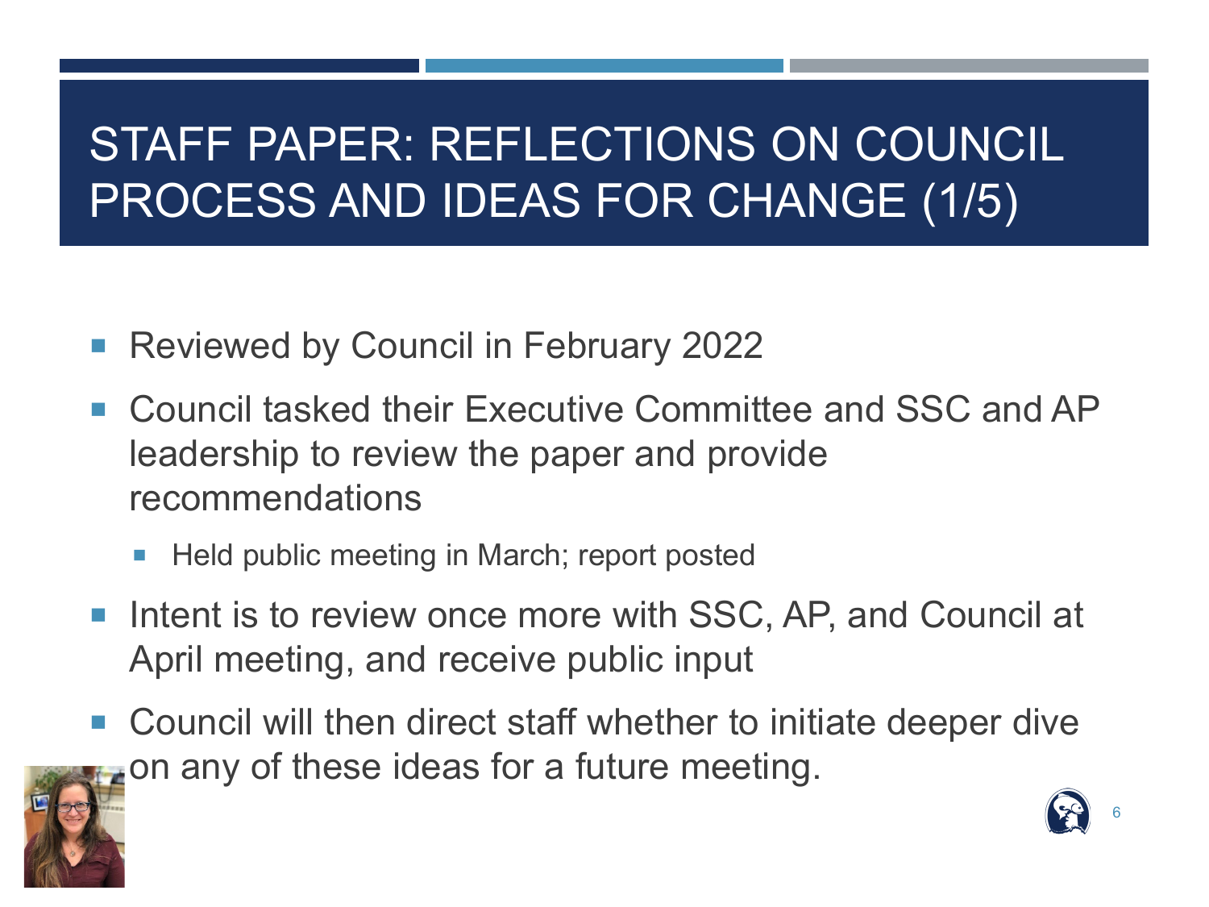# STAFF PAPER: REFLECTIONS ON COUNCIL PROCESS AND IDEAS FOR CHANGE (1/5)

- Reviewed by Council in February 2022
- Council tasked their Executive Committee and SSC and AP leadership to review the paper and provide recommendations
  - Held public meeting in March; report posted
- Intent is to review once more with SSC, AP, and Council at April meeting, and receive public input
- Council will then direct staff whether to initiate deeper dive on any of these ideas for a future meeting.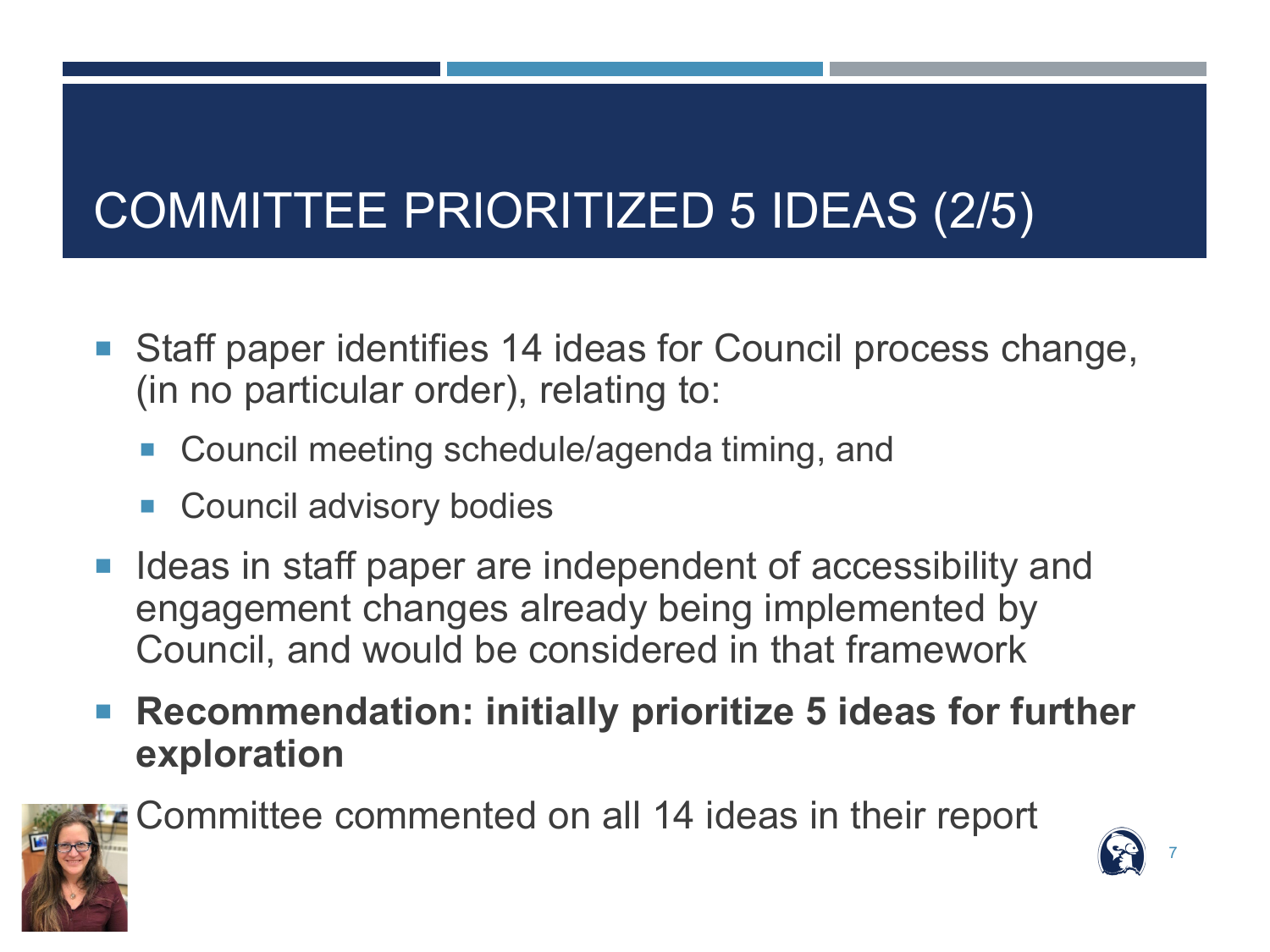# COMMITTEE PRIORITIZED 5 IDEAS (2/5)

- Staff paper identifies 14 ideas for Council process change, (in no particular order), relating to:
  - Council meeting schedule/agenda timing, and
  - Council advisory bodies
- Ideas in staff paper are independent of accessibility and engagement changes already being implemented by Council, and would be considered in that framework
- **Recommendation: initially prioritize 5 ideas for further exploration**
- Committee commented on all 14 ideas in their report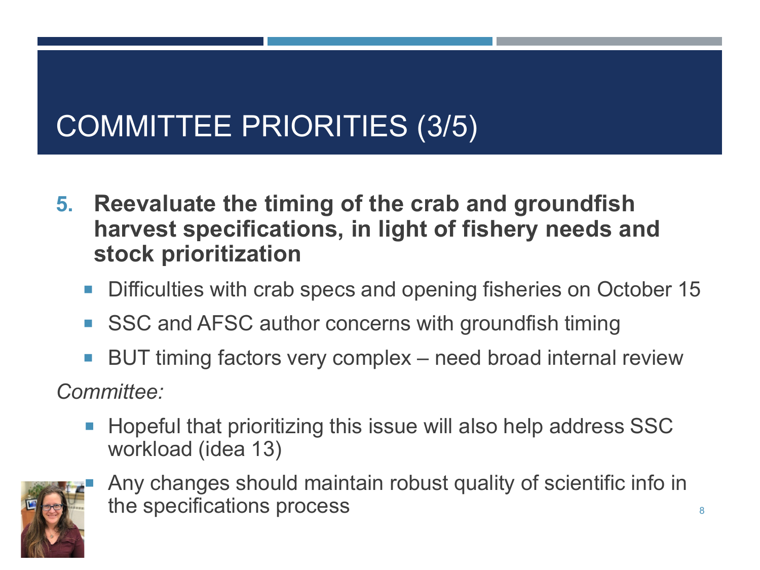# COMMITTEE PRIORITIES (3/5)

5. **Reevaluate the timing of the crab and groundfish harvest specifications, in light of fishery needs and stock prioritization**
   - Difficulties with crab specs and opening fisheries on October 15
   - SSC and AFSC author concerns with groundfish timing
   - BUT timing factors very complex – need broad internal review

*Committee:*

- Hopeful that prioritizing this issue will also help address SSC workload (idea 13)
- Any changes should maintain robust quality of scientific info in the specifications process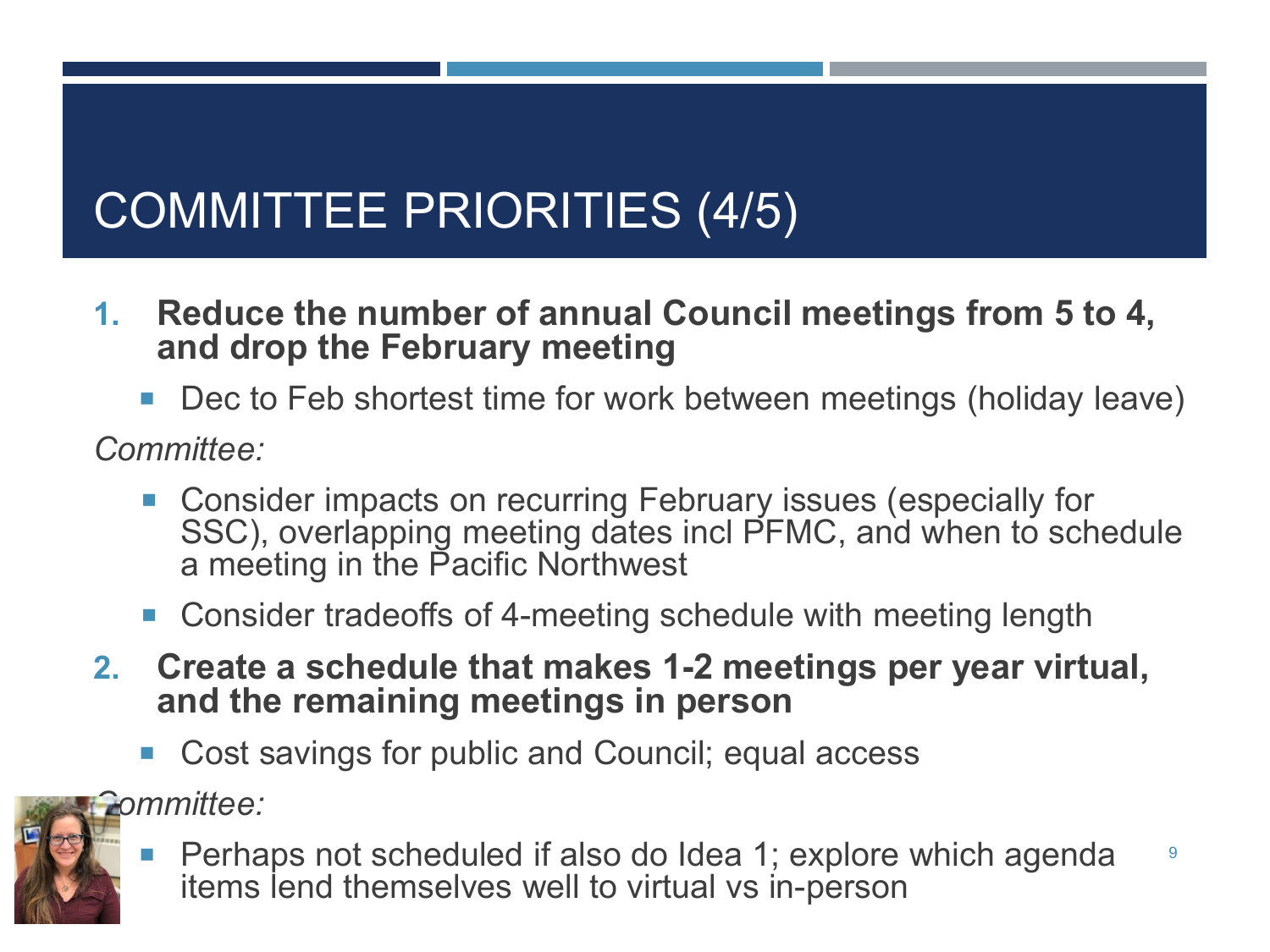# COMMITTEE PRIORITIES (4/5)

1. **Reduce the number of annual Council meetings from 5 to 4, and drop the February meeting**
   - Dec to Feb shortest time for work between meetings (holiday leave)

*Committee:*

- Consider impacts on recurring February issues (especially for SSC), overlapping meeting dates incl PFMC, and when to schedule a meeting in the Pacific Northwest
- Consider tradeoffs of 4-meeting schedule with meeting length

2. **Create a schedule that makes 1-2 meetings per year virtual, and the remaining meetings in person**
   - Cost savings for public and Council; equal access

*Committee:*

- Perhaps not scheduled if also do Idea 1; explore which agenda items lend themselves well to virtual vs in-person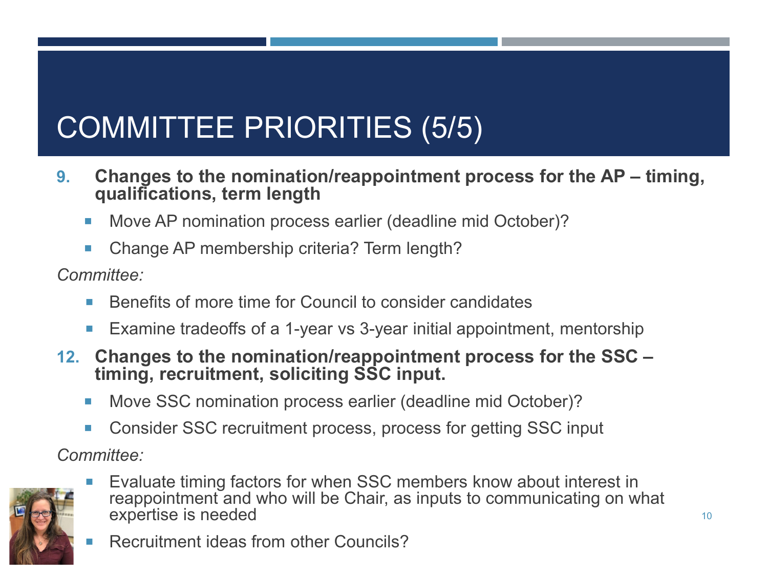# COMMITTEE PRIORITIES (5/5)

9. **Changes to the nomination/reappointment process for the AP – timing, qualifications, term length**
   - Move AP nomination process earlier (deadline mid October)?
   - Change AP membership criteria? Term length?

*Committee:*

- Benefits of more time for Council to consider candidates
- Examine tradeoffs of a 1-year vs 3-year initial appointment, mentorship

12. **Changes to the nomination/reappointment process for the SSC – timing, recruitment, soliciting SSC input.**
    - Move SSC nomination process earlier (deadline mid October)?
    - Consider SSC recruitment process, process for getting SSC input

*Committee:*

- Evaluate timing factors for when SSC members know about interest in reappointment and who will be Chair, as inputs to communicating on what expertise is needed
- Recruitment ideas from other Councils?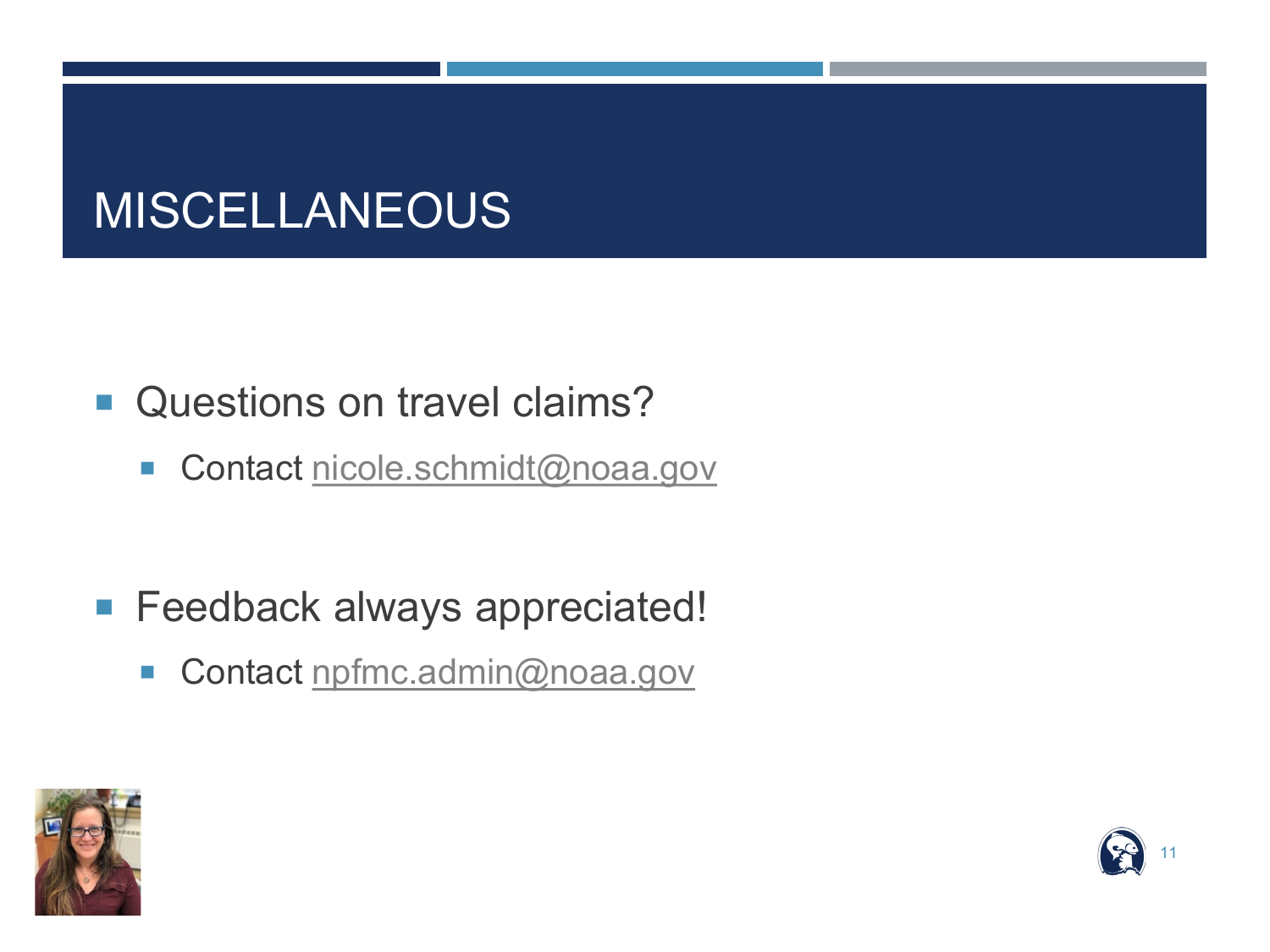# MISCELLANEOUS

- Questions on travel claims?
  - Contact nicole.schmidt@noaa.gov

- Feedback always appreciated!
  - Contact npfmc.admin@noaa.gov